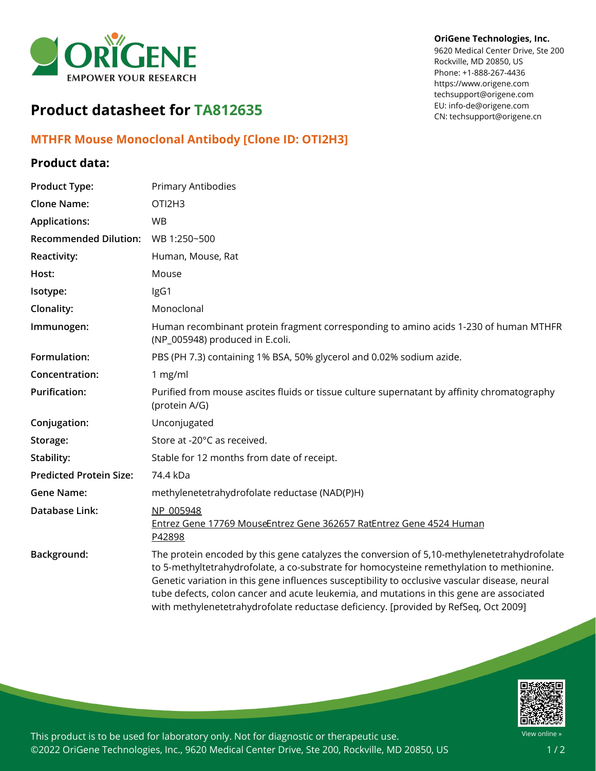**OriGene Technologies, Inc.**
9620 Medical Center Drive, Ste 200
Rockville, MD 20850, US
Phone: +1-888-267-4436
https://www.origene.com
techsupport@origene.com
EU: info-de@origene.com
CN: techsupport@origene.cn

# Product datasheet for TA812635

## MTHFR Mouse Monoclonal Antibody [Clone ID: OTI2H3]

### Product data:

| | |
|---|---|
| **Product Type:** | Primary Antibodies |
| **Clone Name:** | OTI2H3 |
| **Applications:** | WB |
| **Recommended Dilution:** | WB 1:250~500 |
| **Reactivity:** | Human, Mouse, Rat |
| **Host:** | Mouse |
| **Isotype:** | IgG1 |
| **Clonality:** | Monoclonal |
| **Immunogen:** | Human recombinant protein fragment corresponding to amino acids 1-230 of human MTHFR (NP_005948) produced in E.coli. |
| **Formulation:** | PBS (PH 7.3) containing 1% BSA, 50% glycerol and 0.02% sodium azide. |
| **Concentration:** | 1 mg/ml |
| **Purification:** | Purified from mouse ascites fluids or tissue culture supernatant by affinity chromatography (protein A/G) |
| **Conjugation:** | Unconjugated |
| **Storage:** | Store at -20°C as received. |
| **Stability:** | Stable for 12 months from date of receipt. |
| **Predicted Protein Size:** | 74.4 kDa |
| **Gene Name:** | methylenetetrahydrofolate reductase (NAD(P)H) |
| **Database Link:** | NP_005948<br>Entrez Gene 17769 MouseEntrez Gene 362657 RatEntrez Gene 4524 Human<br>P42898 |
| **Background:** | The protein encoded by this gene catalyzes the conversion of 5,10-methylenetetrahydrofolate to 5-methyltetrahydrofolate, a co-substrate for homocysteine remethylation to methionine. Genetic variation in this gene influences susceptibility to occlusive vascular disease, neural tube defects, colon cancer and acute leukemia, and mutations in this gene are associated with methylenetetrahydrofolate reductase deficiency. [provided by RefSeq, Oct 2009] |

This product is to be used for laboratory only. Not for diagnostic or therapeutic use.
©2022 OriGene Technologies, Inc., 9620 Medical Center Drive, Ste 200, Rockville, MD 20850, US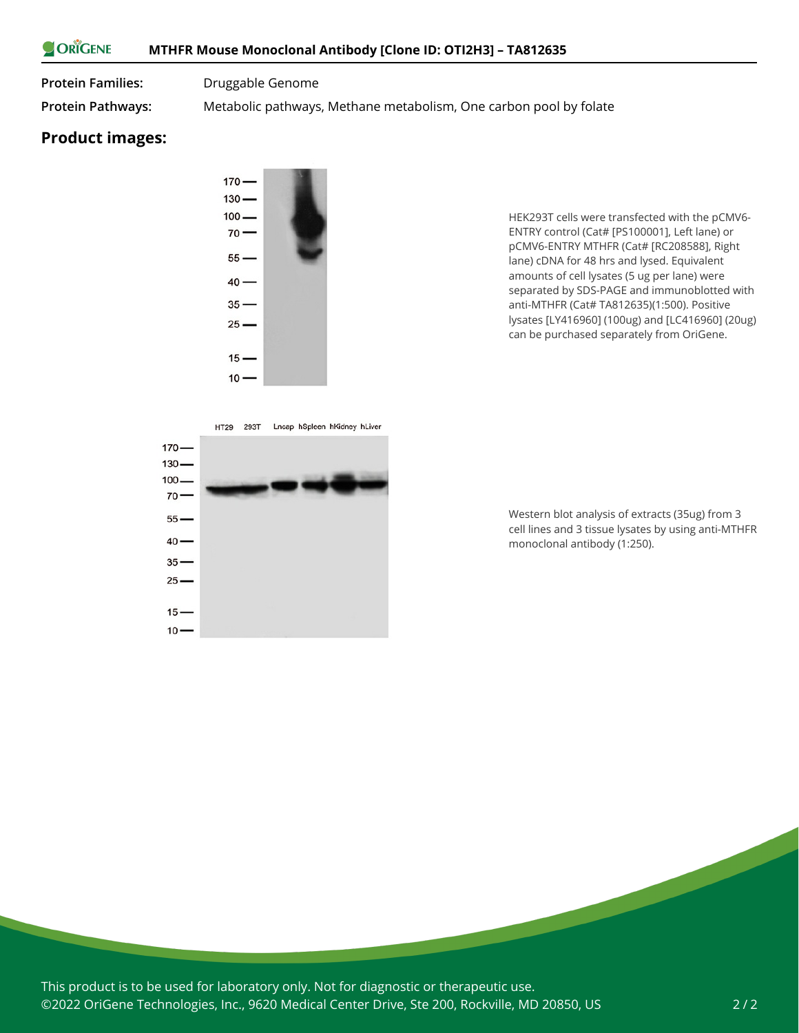**Protein Families:** Druggable Genome

**Protein Pathways:** Metabolic pathways, Methane metabolism, One carbon pool by folate

## Product images:

170
130
100
70
55
40
35
25
15
10

HEK293T cells were transfected with the pCMV6-ENTRY control (Cat# [PS100001], Left lane) or pCMV6-ENTRY MTHFR (Cat# [RC208588], Right lane) cDNA for 48 hrs and lysed. Equivalent amounts of cell lysates (5 ug per lane) were separated by SDS-PAGE and immunoblotted with anti-MTHFR (Cat# TA812635)(1:500). Positive lysates [LY416960] (100ug) and [LC416960] (20ug) can be purchased separately from OriGene.

HT29 293T Lncap hSpleen hKidney hLiver

170
130
100
70
55
40
35
25
15
10

Western blot analysis of extracts (35ug) from 3 cell lines and 3 tissue lysates by using anti-MTHFR monoclonal antibody (1:250).

This product is to be used for laboratory only. Not for diagnostic or therapeutic use.
©2022 OriGene Technologies, Inc., 9620 Medical Center Drive, Ste 200, Rockville, MD 20850, US